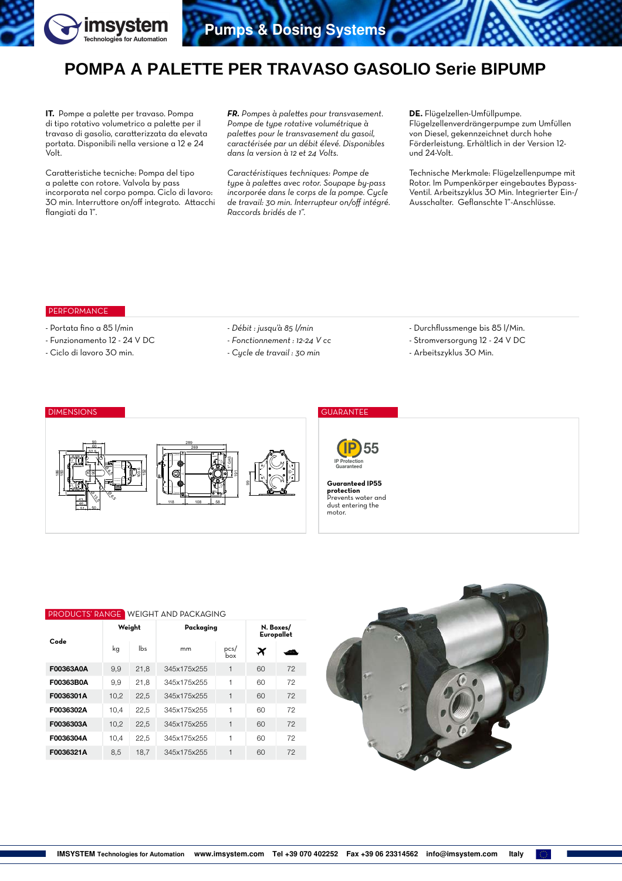# POMPA A PALETTE PER TRAVASO GASOLIO Serie BIPUMP

**IT.** Pompe a palette per travaso. Pompa di tipo rotativo volumetrico a palette per il travaso di gasolio, caratterizzata da elevata portata. Disponibili nella versione a 12 e 24 Volt.

Caratteristiche tecniche: Pompa del tipo a palette con rotore. Valvola by pass incorporata nel corpo pompa. Ciclo di lavoro: 30 min. Interruttore on/off integrato. Attacchi flangiati da 1".

***FR.*** *Pompes à palettes pour transvasement. Pompe de type rotative volumétrique à palettes pour le transvasement du gasoil, caractérisée par un débit élevé. Disponibles dans la version à 12 et 24 Volts.*

*Caractéristiques techniques: Pompe de type à palettes avec rotor. Soupape by-pass incorporée dans le corps de la pompe. Cycle de travail: 30 min. Interrupteur on/off intégré. Raccords bridés de 1".*

**DE.** Flügelzellen-Umfüllpumpe. Flügelzellenverdrängerpumpe zum Umfüllen von Diesel, gekennzeichnet durch hohe Förderleistung. Erhältlich in der Version 12- und 24-Volt.

Technische Merkmale: Flügelzellenpumpe mit Rotor. Im Pumpenkörper eingebautes Bypass-Ventil. Arbeitszyklus 30 Min. Integrierter Ein-/Ausschalter. Geflanschte 1"-Anschlüsse.

## PERFORMANCE

- Portata fino a 85 l/min
- Funzionamento 12 - 24 V DC
- Ciclo di lavoro 30 min.

- *Débit : jusqu'à 85 l/min*
- *Fonctionnement : 12-24 V cc*
- *Cycle de travail : 30 min*

- Durchflussmenge bis 85 l/Min.
- Stromversorgung 12 - 24 V DC
- Arbeitszyklus 30 Min.

## DIMENSIONS

## GUARANTEE

IP 55
IP Protection Guaranteed

**Guaranteed IP55 protection**
Prevents water and dust entering the motor.

## PRODUCTS' RANGE WEIGHT AND PACKAGING

| Code | Weight | | Packaging | | N. Boxes/ Europallet | |
|---|---|---|---|---|---|---|
| | kg | lbs | mm | pcs/ box | ✈ | 🚢 |
| **F00363A0A** | 9,9 | 21,8 | 345x175x255 | 1 | 60 | 72 |
| **F00363B0A** | 9,9 | 21,8 | 345x175x255 | 1 | 60 | 72 |
| **F0036301A** | 10,2 | 22,5 | 345x175x255 | 1 | 60 | 72 |
| **F0036302A** | 10,4 | 22,5 | 345x175x255 | 1 | 60 | 72 |
| **F0036303A** | 10,2 | 22,5 | 345x175x255 | 1 | 60 | 72 |
| **F0036304A** | 10,4 | 22,5 | 345x175x255 | 1 | 60 | 72 |
| **F0036321A** | 8,5 | 18,7 | 345x175x255 | 1 | 60 | 72 |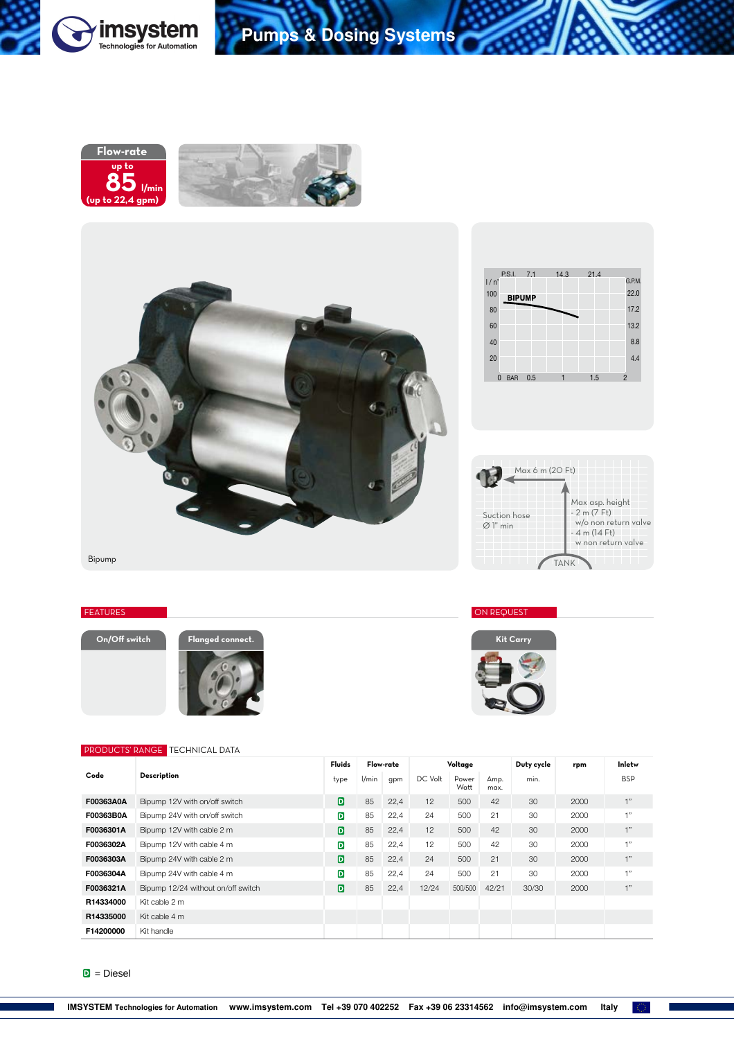# Pumps & Dosing Systems

**Flow-rate**
up to
**85 l/min**
**(up to 22,4 gpm)**

Bipump

P.S.I. 7.1 14.3 21.4
l / m' G.P.M.
100 22.0
80 17.2
60 13.2
40 8.8
20 4.4
0 BAR 0.5 1 1.5 2
BIPUMP

Max 6 m (20 Ft)
Max asp. height
- 2 m (7 Ft) w/o non return valve
- 4 m (14 Ft) w non return valve
Suction hose Ø 1" min
TANK

## FEATURES

- On/Off switch
- Flanged connect.

## ON REQUEST

- Kit Carry

## PRODUCTS' RANGE TECHNICAL DATA

| Code | Description | Fluids | Flow-rate | | Voltage | | | Duty cycle | rpm | Inletw |
|---|---|---|---|---|---|---|---|---|---|---|
| | | type | l/min | gpm | DC Volt | Power Watt | Amp. max. | min. | | BSP |
| **F00363A0A** | Bipump 12V with on/off switch | D | 85 | 22,4 | 12 | 500 | 42 | 30 | 2000 | 1" |
| **F00363B0A** | Bipump 24V with on/off switch | D | 85 | 22,4 | 24 | 500 | 21 | 30 | 2000 | 1" |
| **F0036301A** | Bipump 12V with cable 2 m | D | 85 | 22,4 | 12 | 500 | 42 | 30 | 2000 | 1" |
| **F0036302A** | Bipump 12V with cable 4 m | D | 85 | 22,4 | 12 | 500 | 42 | 30 | 2000 | 1" |
| **F0036303A** | Bipump 24V with cable 2 m | D | 85 | 22,4 | 24 | 500 | 21 | 30 | 2000 | 1" |
| **F0036304A** | Bipump 24V with cable 4 m | D | 85 | 22,4 | 24 | 500 | 21 | 30 | 2000 | 1" |
| **F0036321A** | Bipump 12/24 without on/off switch | D | 85 | 22,4 | 12/24 | 500/500 | 42/21 | 30/30 | 2000 | 1" |
| **R14334000** | Kit cable 2 m | | | | | | | | | |
| **R14335000** | Kit cable 4 m | | | | | | | | | |
| **F14200000** | Kit handle | | | | | | | | | |

D = Diesel

**IMSYSTEM** Technologies for Automation www.imsystem.com Tel +39 070 402252 Fax +39 06 23314562 info@imsystem.com Italy